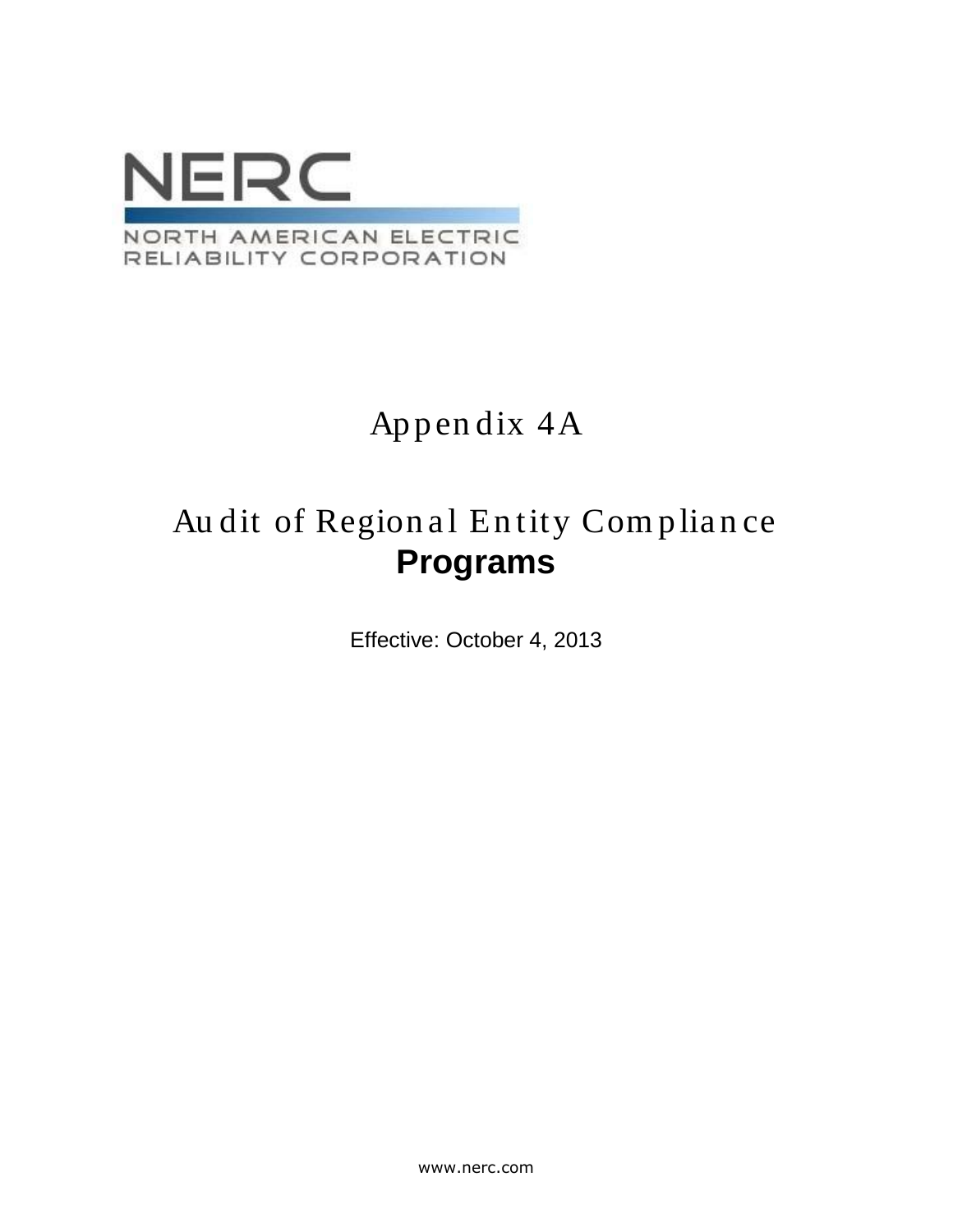NERC

NORTH AMERICAN ELECTRIC RELIABILITY CORPORATION

# Appendix 4A

# Audit of Regional Entity Compliance Programs

Effective: October 4, 2013

www.nerc.com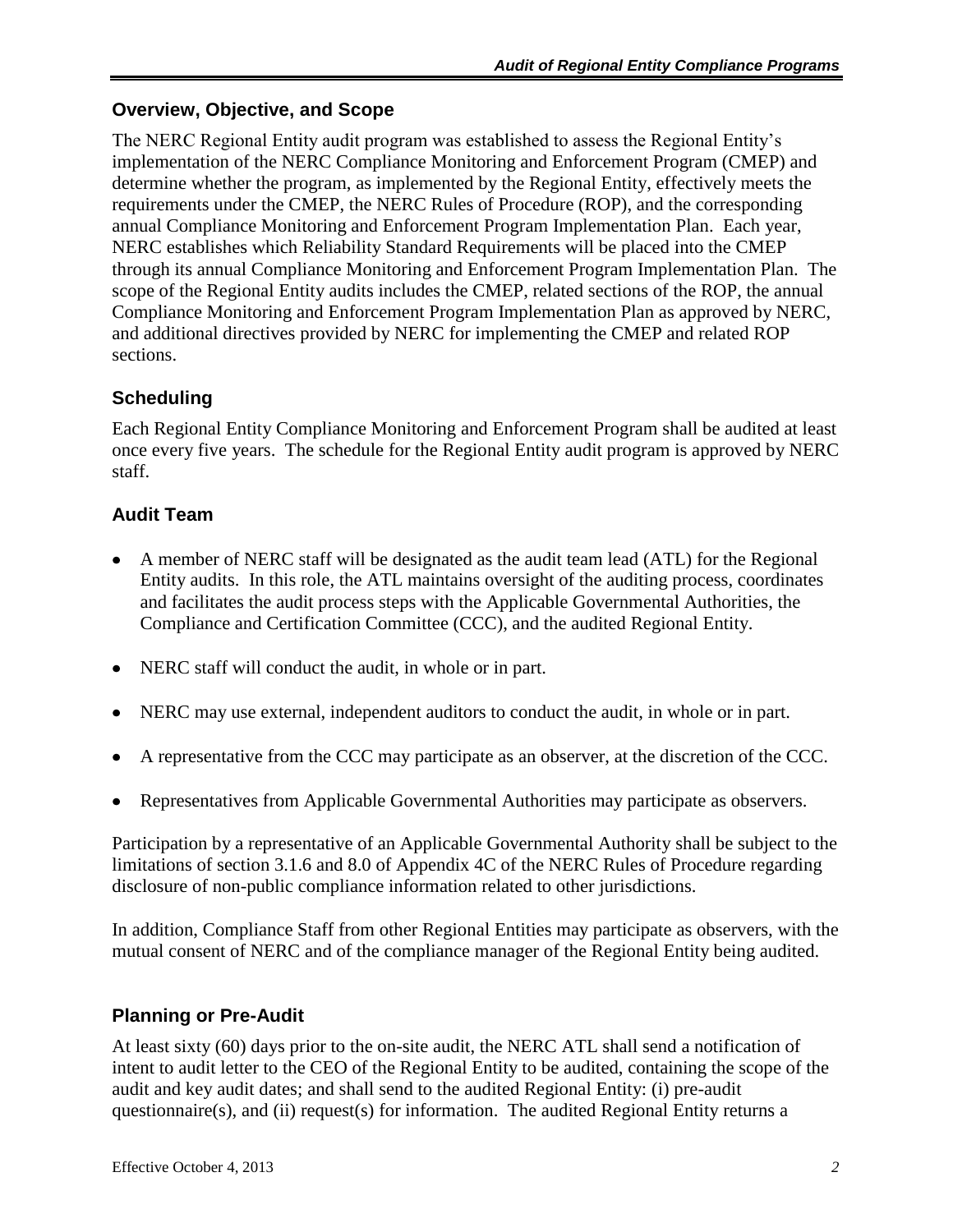## Overview, Objective, and Scope

The NERC Regional Entity audit program was established to assess the Regional Entity's implementation of the NERC Compliance Monitoring and Enforcement Program (CMEP) and determine whether the program, as implemented by the Regional Entity, effectively meets the requirements under the CMEP, the NERC Rules of Procedure (ROP), and the corresponding annual Compliance Monitoring and Enforcement Program Implementation Plan. Each year, NERC establishes which Reliability Standard Requirements will be placed into the CMEP through its annual Compliance Monitoring and Enforcement Program Implementation Plan. The scope of the Regional Entity audits includes the CMEP, related sections of the ROP, the annual Compliance Monitoring and Enforcement Program Implementation Plan as approved by NERC, and additional directives provided by NERC for implementing the CMEP and related ROP sections.

## Scheduling

Each Regional Entity Compliance Monitoring and Enforcement Program shall be audited at least once every five years. The schedule for the Regional Entity audit program is approved by NERC staff.

## Audit Team

- A member of NERC staff will be designated as the audit team lead (ATL) for the Regional Entity audits. In this role, the ATL maintains oversight of the auditing process, coordinates and facilitates the audit process steps with the Applicable Governmental Authorities, the Compliance and Certification Committee (CCC), and the audited Regional Entity.
- NERC staff will conduct the audit, in whole or in part.
- NERC may use external, independent auditors to conduct the audit, in whole or in part.
- A representative from the CCC may participate as an observer, at the discretion of the CCC.
- Representatives from Applicable Governmental Authorities may participate as observers.

Participation by a representative of an Applicable Governmental Authority shall be subject to the limitations of section 3.1.6 and 8.0 of Appendix 4C of the NERC Rules of Procedure regarding disclosure of non-public compliance information related to other jurisdictions.

In addition, Compliance Staff from other Regional Entities may participate as observers, with the mutual consent of NERC and of the compliance manager of the Regional Entity being audited.

## Planning or Pre-Audit

At least sixty (60) days prior to the on-site audit, the NERC ATL shall send a notification of intent to audit letter to the CEO of the Regional Entity to be audited, containing the scope of the audit and key audit dates; and shall send to the audited Regional Entity: (i) pre-audit questionnaire(s), and (ii) request(s) for information. The audited Regional Entity returns a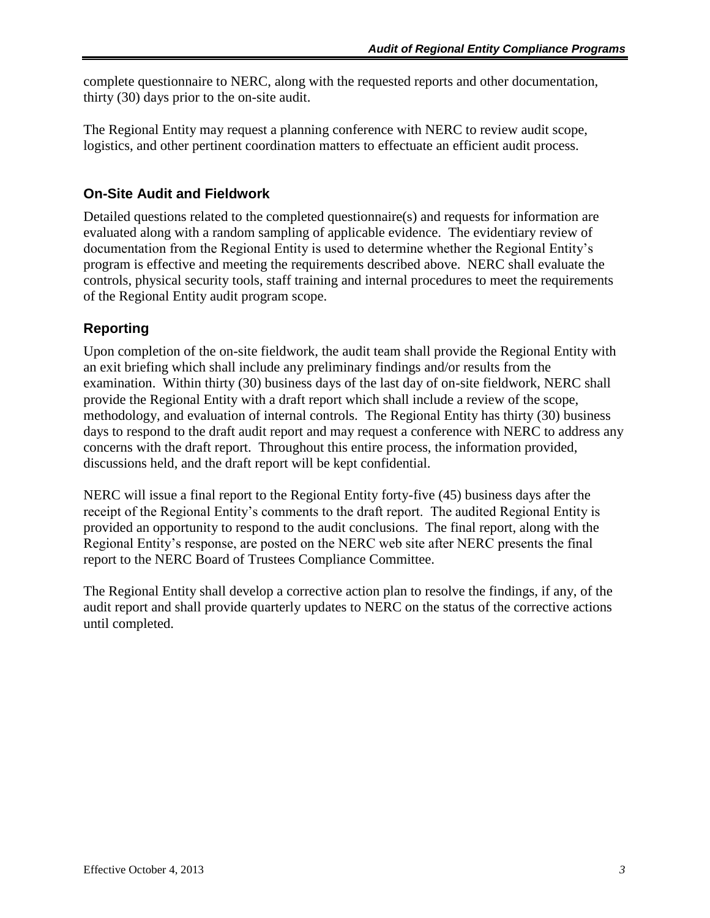complete questionnaire to NERC, along with the requested reports and other documentation, thirty (30) days prior to the on-site audit.

The Regional Entity may request a planning conference with NERC to review audit scope, logistics, and other pertinent coordination matters to effectuate an efficient audit process.

## On-Site Audit and Fieldwork

Detailed questions related to the completed questionnaire(s) and requests for information are evaluated along with a random sampling of applicable evidence. The evidentiary review of documentation from the Regional Entity is used to determine whether the Regional Entity's program is effective and meeting the requirements described above. NERC shall evaluate the controls, physical security tools, staff training and internal procedures to meet the requirements of the Regional Entity audit program scope.

## Reporting

Upon completion of the on-site fieldwork, the audit team shall provide the Regional Entity with an exit briefing which shall include any preliminary findings and/or results from the examination. Within thirty (30) business days of the last day of on-site fieldwork, NERC shall provide the Regional Entity with a draft report which shall include a review of the scope, methodology, and evaluation of internal controls. The Regional Entity has thirty (30) business days to respond to the draft audit report and may request a conference with NERC to address any concerns with the draft report. Throughout this entire process, the information provided, discussions held, and the draft report will be kept confidential.

NERC will issue a final report to the Regional Entity forty-five (45) business days after the receipt of the Regional Entity's comments to the draft report. The audited Regional Entity is provided an opportunity to respond to the audit conclusions. The final report, along with the Regional Entity's response, are posted on the NERC web site after NERC presents the final report to the NERC Board of Trustees Compliance Committee.

The Regional Entity shall develop a corrective action plan to resolve the findings, if any, of the audit report and shall provide quarterly updates to NERC on the status of the corrective actions until completed.